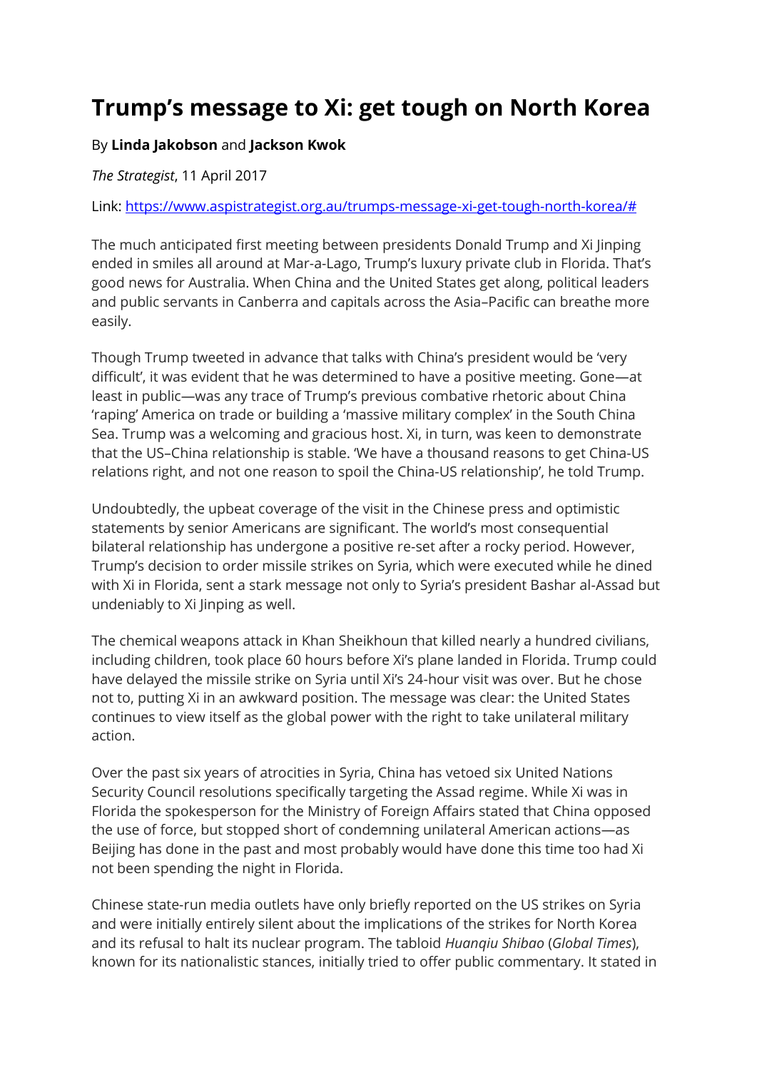# Trump's message to Xi: get tough on North Korea

By **Linda Jakobson** and **Jackson Kwok**

*The Strategist*, 11 April 2017

Link: [https://www.aspistrategist.org.au/trumps-message-xi-get-tough-north-korea/#](https://www.aspistrategist.org.au/trumps-message-xi-get-tough-north-korea/#)

The much anticipated first meeting between presidents Donald Trump and Xi Jinping ended in smiles all around at Mar-a-Lago, Trump's luxury private club in Florida. That's good news for Australia. When China and the United States get along, political leaders and public servants in Canberra and capitals across the Asia–Pacific can breathe more easily.

Though Trump tweeted in advance that talks with China's president would be 'very difficult', it was evident that he was determined to have a positive meeting. Gone—at least in public—was any trace of Trump's previous combative rhetoric about China 'raping' America on trade or building a 'massive military complex' in the South China Sea. Trump was a welcoming and gracious host. Xi, in turn, was keen to demonstrate that the US–China relationship is stable. 'We have a thousand reasons to get China-US relations right, and not one reason to spoil the China-US relationship', he told Trump.

Undoubtedly, the upbeat coverage of the visit in the Chinese press and optimistic statements by senior Americans are significant. The world's most consequential bilateral relationship has undergone a positive re-set after a rocky period. However, Trump's decision to order missile strikes on Syria, which were executed while he dined with Xi in Florida, sent a stark message not only to Syria's president Bashar al-Assad but undeniably to Xi Jinping as well.

The chemical weapons attack in Khan Sheikhoun that killed nearly a hundred civilians, including children, took place 60 hours before Xi's plane landed in Florida. Trump could have delayed the missile strike on Syria until Xi's 24-hour visit was over. But he chose not to, putting Xi in an awkward position. The message was clear: the United States continues to view itself as the global power with the right to take unilateral military action.

Over the past six years of atrocities in Syria, China has vetoed six United Nations Security Council resolutions specifically targeting the Assad regime. While Xi was in Florida the spokesperson for the Ministry of Foreign Affairs stated that China opposed the use of force, but stopped short of condemning unilateral American actions—as Beijing has done in the past and most probably would have done this time too had Xi not been spending the night in Florida.

Chinese state-run media outlets have only briefly reported on the US strikes on Syria and were initially entirely silent about the implications of the strikes for North Korea and its refusal to halt its nuclear program. The tabloid *Huanqiu Shibao* (*Global Times*), known for its nationalistic stances, initially tried to offer public commentary. It stated in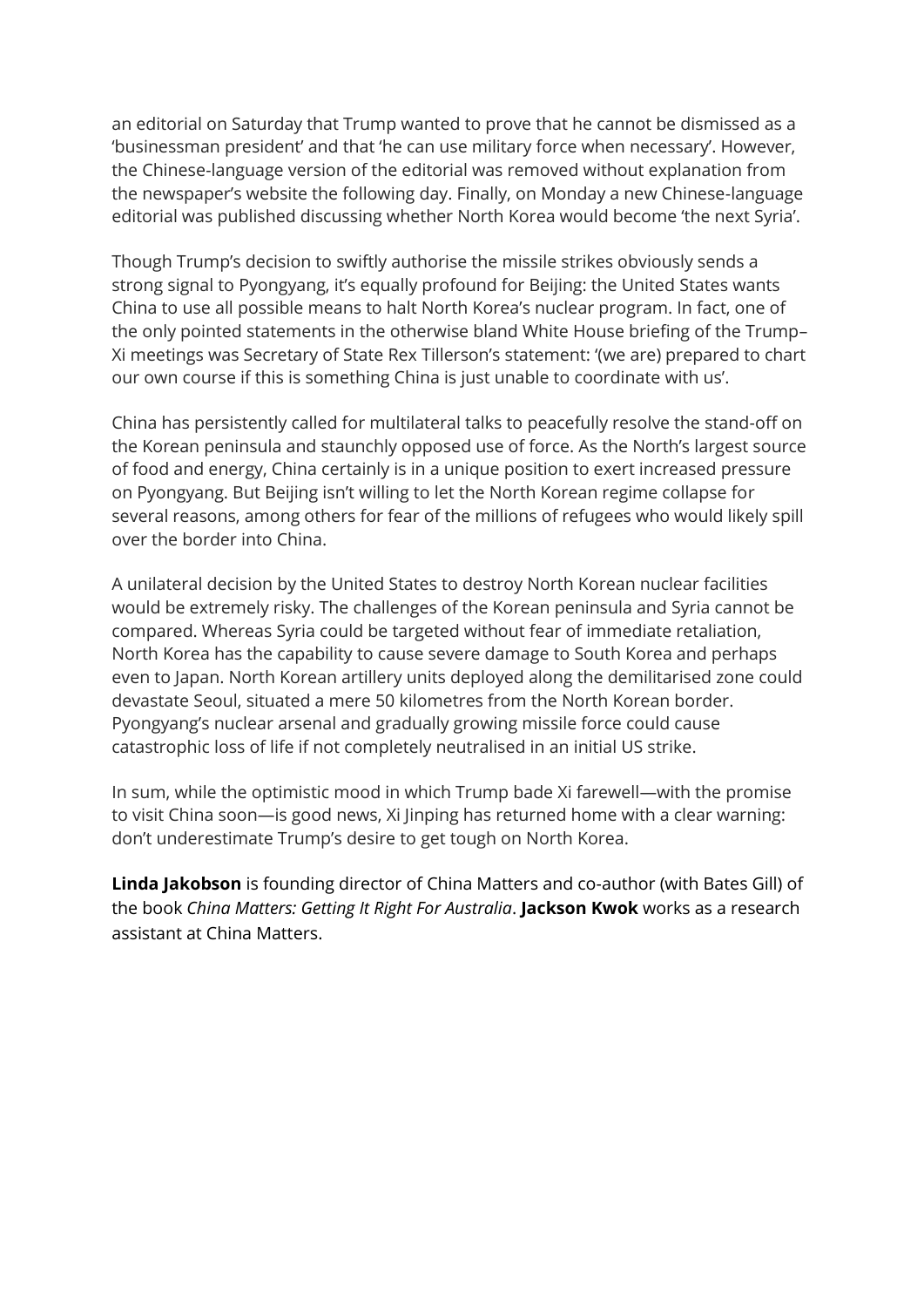an editorial on Saturday that Trump wanted to prove that he cannot be dismissed as a 'businessman president' and that 'he can use military force when necessary'. However, the Chinese-language version of the editorial was removed without explanation from the newspaper's website the following day. Finally, on Monday a new Chinese-language editorial was published discussing whether North Korea would become 'the next Syria'.

Though Trump's decision to swiftly authorise the missile strikes obviously sends a strong signal to Pyongyang, it's equally profound for Beijing: the United States wants China to use all possible means to halt North Korea's nuclear program. In fact, one of the only pointed statements in the otherwise bland White House briefing of the Trump–Xi meetings was Secretary of State Rex Tillerson's statement: '(we are) prepared to chart our own course if this is something China is just unable to coordinate with us'.

China has persistently called for multilateral talks to peacefully resolve the stand-off on the Korean peninsula and staunchly opposed use of force. As the North's largest source of food and energy, China certainly is in a unique position to exert increased pressure on Pyongyang. But Beijing isn't willing to let the North Korean regime collapse for several reasons, among others for fear of the millions of refugees who would likely spill over the border into China.

A unilateral decision by the United States to destroy North Korean nuclear facilities would be extremely risky. The challenges of the Korean peninsula and Syria cannot be compared. Whereas Syria could be targeted without fear of immediate retaliation, North Korea has the capability to cause severe damage to South Korea and perhaps even to Japan. North Korean artillery units deployed along the demilitarised zone could devastate Seoul, situated a mere 50 kilometres from the North Korean border. Pyongyang's nuclear arsenal and gradually growing missile force could cause catastrophic loss of life if not completely neutralised in an initial US strike.

In sum, while the optimistic mood in which Trump bade Xi farewell—with the promise to visit China soon—is good news, Xi Jinping has returned home with a clear warning: don't underestimate Trump's desire to get tough on North Korea.

**Linda Jakobson** is founding director of China Matters and co-author (with Bates Gill) of the book *China Matters: Getting It Right For Australia*. **Jackson Kwok** works as a research assistant at China Matters.